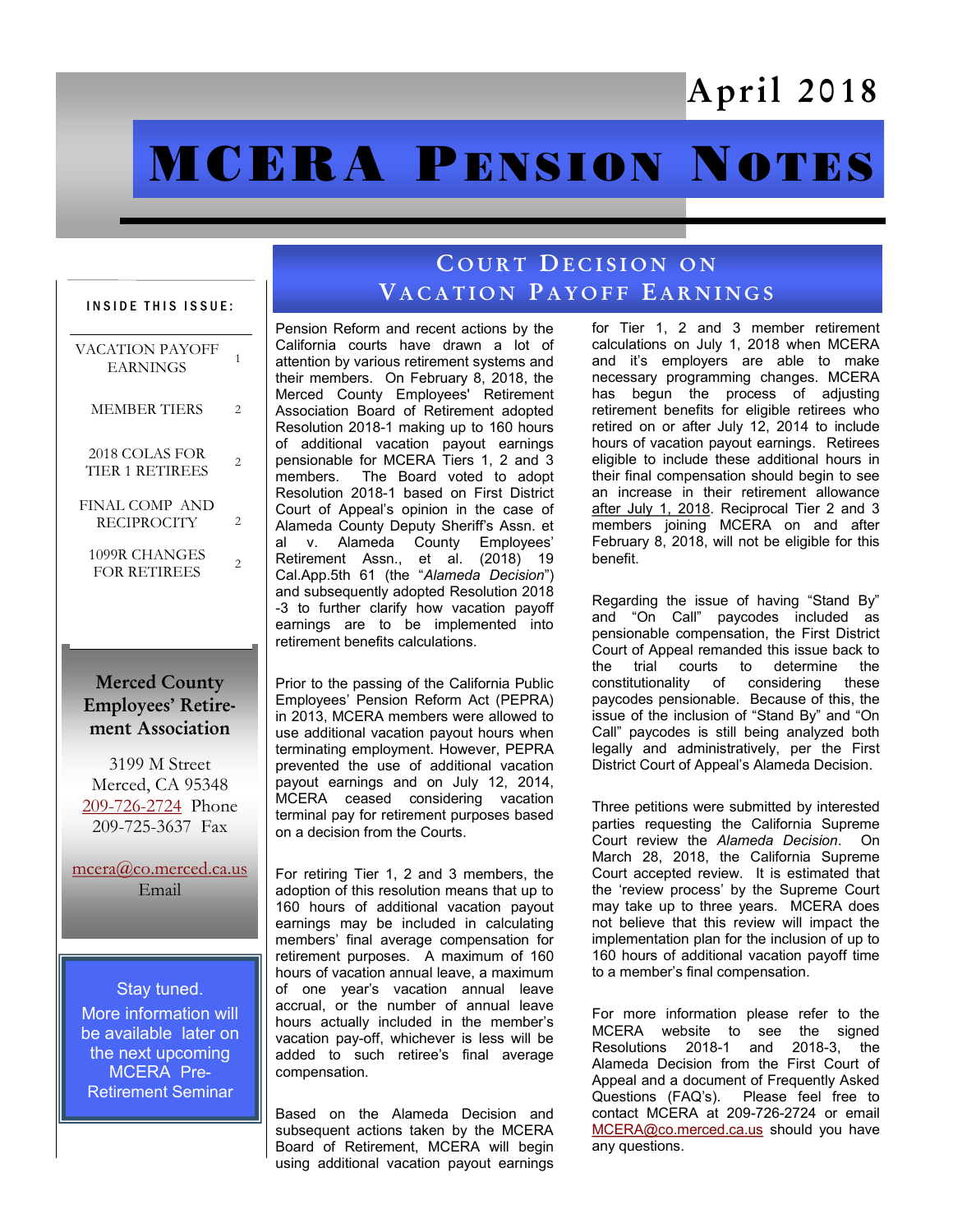April 2018

# MCERA Pension Notes

**INSIDE THIS ISSUE:**

| | |
|---|---|
| VACATION PAYOFF EARNINGS | 1 |
| MEMBER TIERS | 2 |
| 2018 COLAS FOR TIER 1 RETIREES | 2 |
| FINAL COMP AND RECIPROCITY | 2 |
| 1099R CHANGES FOR RETIREES | 2 |

**Merced County Employees' Retirement Association**

3199 M Street
Merced, CA 95348
209-726-2724 Phone
209-725-3637 Fax

mcera@co.merced.ca.us
Email

Stay tuned.
More information will be available later on the next upcoming MCERA Pre-Retirement Seminar

## Court Decision on Vacation Payoff Earnings

Pension Reform and recent actions by the California courts have drawn a lot of attention by various retirement systems and their members. On February 8, 2018, the Merced County Employees' Retirement Association Board of Retirement adopted Resolution 2018-1 making up to 160 hours of additional vacation payout earnings pensionable for MCERA Tiers 1, 2 and 3 members. The Board voted to adopt Resolution 2018-1 based on First District Court of Appeal's opinion in the case of Alameda County Deputy Sheriff's Assn. et al v. Alameda County Employees' Retirement Assn., et al. (2018) 19 Cal.App.5th 61 (the "*Alameda Decision*") and subsequently adopted Resolution 2018-3 to further clarify how vacation payoff earnings are to be implemented into retirement benefits calculations.

Prior to the passing of the California Public Employees' Pension Reform Act (PEPRA) in 2013, MCERA members were allowed to use additional vacation payout hours when terminating employment. However, PEPRA prevented the use of additional vacation payout earnings and on July 12, 2014, MCERA ceased considering vacation terminal pay for retirement purposes based on a decision from the Courts.

For retiring Tier 1, 2 and 3 members, the adoption of this resolution means that up to 160 hours of additional vacation payout earnings may be included in calculating members' final average compensation for retirement purposes. A maximum of 160 hours of vacation annual leave, a maximum of one year's vacation annual leave accrual, or the number of annual leave hours actually included in the member's vacation pay-off, whichever is less will be added to such retiree's final average compensation.

Based on the Alameda Decision and subsequent actions taken by the MCERA Board of Retirement, MCERA will begin using additional vacation payout earnings for Tier 1, 2 and 3 member retirement calculations on July 1, 2018 when MCERA and it's employers are able to make necessary programming changes. MCERA has begun the process of adjusting retirement benefits for eligible retirees who retired on or after July 12, 2014 to include hours of vacation payout earnings. Retirees eligible to include these additional hours in their final compensation should begin to see an increase in their retirement allowance after July 1, 2018. Reciprocal Tier 2 and 3 members joining MCERA on and after February 8, 2018, will not be eligible for this benefit.

Regarding the issue of having "Stand By" and "On Call" paycodes included as pensionable compensation, the First District Court of Appeal remanded this issue back to the trial courts to determine the constitutionality of considering these paycodes pensionable. Because of this, the issue of the inclusion of "Stand By" and "On Call" paycodes is still being analyzed both legally and administratively, per the First District Court of Appeal's Alameda Decision.

Three petitions were submitted by interested parties requesting the California Supreme Court review the *Alameda Decision*. On March 28, 2018, the California Supreme Court accepted review. It is estimated that the 'review process' by the Supreme Court may take up to three years. MCERA does not believe that this review will impact the implementation plan for the inclusion of up to 160 hours of additional vacation payoff time to a member's final compensation.

For more information please refer to the MCERA website to see the signed Resolutions 2018-1 and 2018-3, the Alameda Decision from the First Court of Appeal and a document of Frequently Asked Questions (FAQ's). Please feel free to contact MCERA at 209-726-2724 or email MCERA@co.merced.ca.us should you have any questions.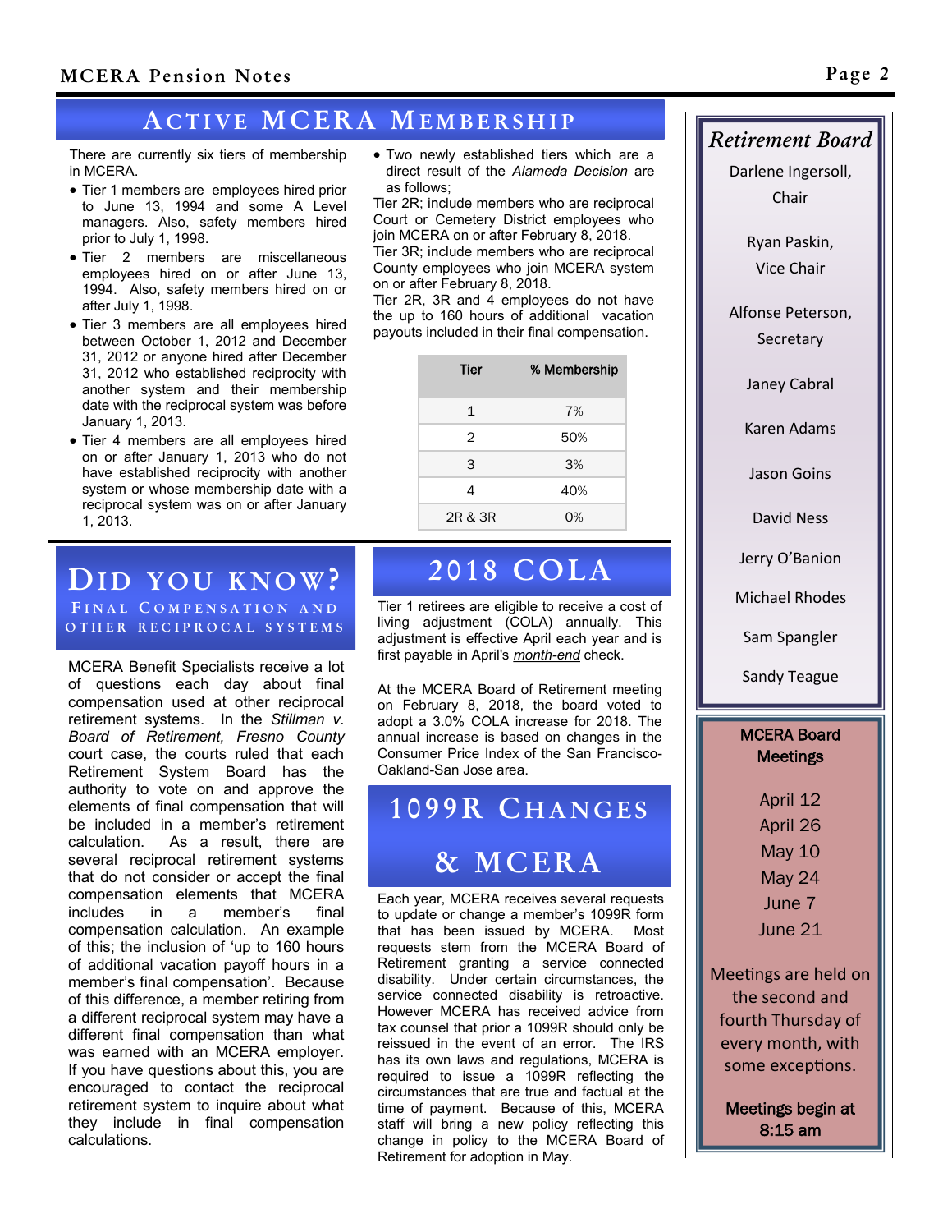## Active MCERA Membership

There are currently six tiers of membership in MCERA.

- Tier 1 members are employees hired prior to June 13, 1994 and some A Level managers. Also, safety members hired prior to July 1, 1998.
- Tier 2 members are miscellaneous employees hired on or after June 13, 1994. Also, safety members hired on or after July 1, 1998.
- Tier 3 members are all employees hired between October 1, 2012 and December 31, 2012 or anyone hired after December 31, 2012 who established reciprocity with another system and their membership date with the reciprocal system was before January 1, 2013.
- Tier 4 members are all employees hired on or after January 1, 2013 who do not have established reciprocity with another system or whose membership date with a reciprocal system was on or after January 1, 2013.
- Two newly established tiers which are a direct result of the *Alameda Decision* are as follows;

Tier 2R; include members who are reciprocal Court or Cemetery District employees who join MCERA on or after February 8, 2018.

Tier 3R; include members who are reciprocal County employees who join MCERA system on or after February 8, 2018.

Tier 2R, 3R and 4 employees do not have the up to 160 hours of additional vacation payouts included in their final compensation.

| Tier | % Membership |
|---|---|
| 1 | 7% |
| 2 | 50% |
| 3 | 3% |
| 4 | 40% |
| 2R & 3R | 0% |

## Did you know?

### Final Compensation and other reciprocal systems

MCERA Benefit Specialists receive a lot of questions each day about final compensation used at other reciprocal retirement systems. In the *Stillman v. Board of Retirement, Fresno County* court case, the courts ruled that each Retirement System Board has the authority to vote on and approve the elements of final compensation that will be included in a member's retirement calculation. As a result, there are several reciprocal retirement systems that do not consider or accept the final compensation elements that MCERA includes in a member's final compensation calculation. An example of this; the inclusion of 'up to 160 hours of additional vacation payoff hours in a member's final compensation'. Because of this difference, a member retiring from a different reciprocal system may have a different final compensation than what was earned with an MCERA employer. If you have questions about this, you are encouraged to contact the reciprocal retirement system to inquire about what they include in final compensation calculations.

## 2018 COLA

Tier 1 retirees are eligible to receive a cost of living adjustment (COLA) annually. This adjustment is effective April each year and is first payable in April's *month-end* check.

At the MCERA Board of Retirement meeting on February 8, 2018, the board voted to adopt a 3.0% COLA increase for 2018. The annual increase is based on changes in the Consumer Price Index of the San Francisco-Oakland-San Jose area.

## 1099R Changes & MCERA

Each year, MCERA receives several requests to update or change a member's 1099R form that has been issued by MCERA. Most requests stem from the MCERA Board of Retirement granting a service connected disability. Under certain circumstances, the service connected disability is retroactive. However MCERA has received advice from tax counsel that prior a 1099R should only be reissued in the event of an error. The IRS has its own laws and regulations, MCERA is required to issue a 1099R reflecting the circumstances that are true and factual at the time of payment. Because of this, MCERA staff will bring a new policy reflecting this change in policy to the MCERA Board of Retirement for adoption in May.

## *Retirement Board*

Darlene Ingersoll, Chair

Ryan Paskin, Vice Chair

Alfonse Peterson, Secretary

Janey Cabral

Karen Adams

Jason Goins

David Ness

Jerry O'Banion

Michael Rhodes

Sam Spangler

Sandy Teague

## MCERA Board Meetings

April 12
April 26
May 10
May 24
June 7
June 21

Meetings are held on the second and fourth Thursday of every month, with some exceptions.

**Meetings begin at 8:15 am**